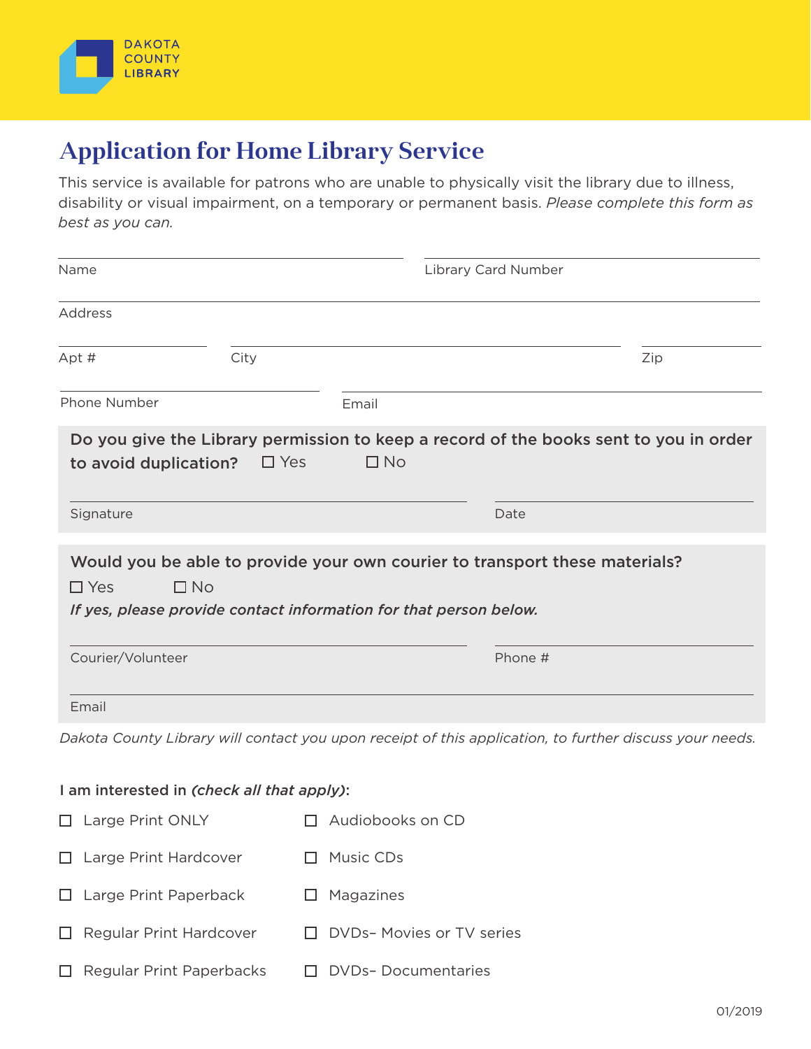DAKOTA COUNTY LIBRARY

# Application for Home Library Service

This service is available for patrons who are unable to physically visit the library due to illness, disability or visual impairment, on a temporary or permanent basis. *Please complete this form as best as you can.*

Name ______________________ Library Card Number ______________________

Address ______________________

Apt # ________ City ______________________ Zip ________

Phone Number ______________________ Email ______________________

**Do you give the Library permission to keep a record of the books sent to you in order to avoid duplication?** ☐ Yes ☐ No

Signature ______________________ Date ______________________

**Would you be able to provide your own courier to transport these materials?**

☐ Yes ☐ No

***If yes, please provide contact information for that person below.***

Courier/Volunteer ______________________ Phone # ______________________

Email ______________________

*Dakota County Library will contact you upon receipt of this application, to further discuss your needs.*

**I am interested in *(check all that apply)*:**

- ☐ Large Print ONLY
- ☐ Large Print Hardcover
- ☐ Large Print Paperback
- ☐ Regular Print Hardcover
- ☐ Regular Print Paperbacks
- ☐ Audiobooks on CD
- ☐ Music CDs
- ☐ Magazines
- ☐ DVDs– Movies or TV series
- ☐ DVDs– Documentaries

01/2019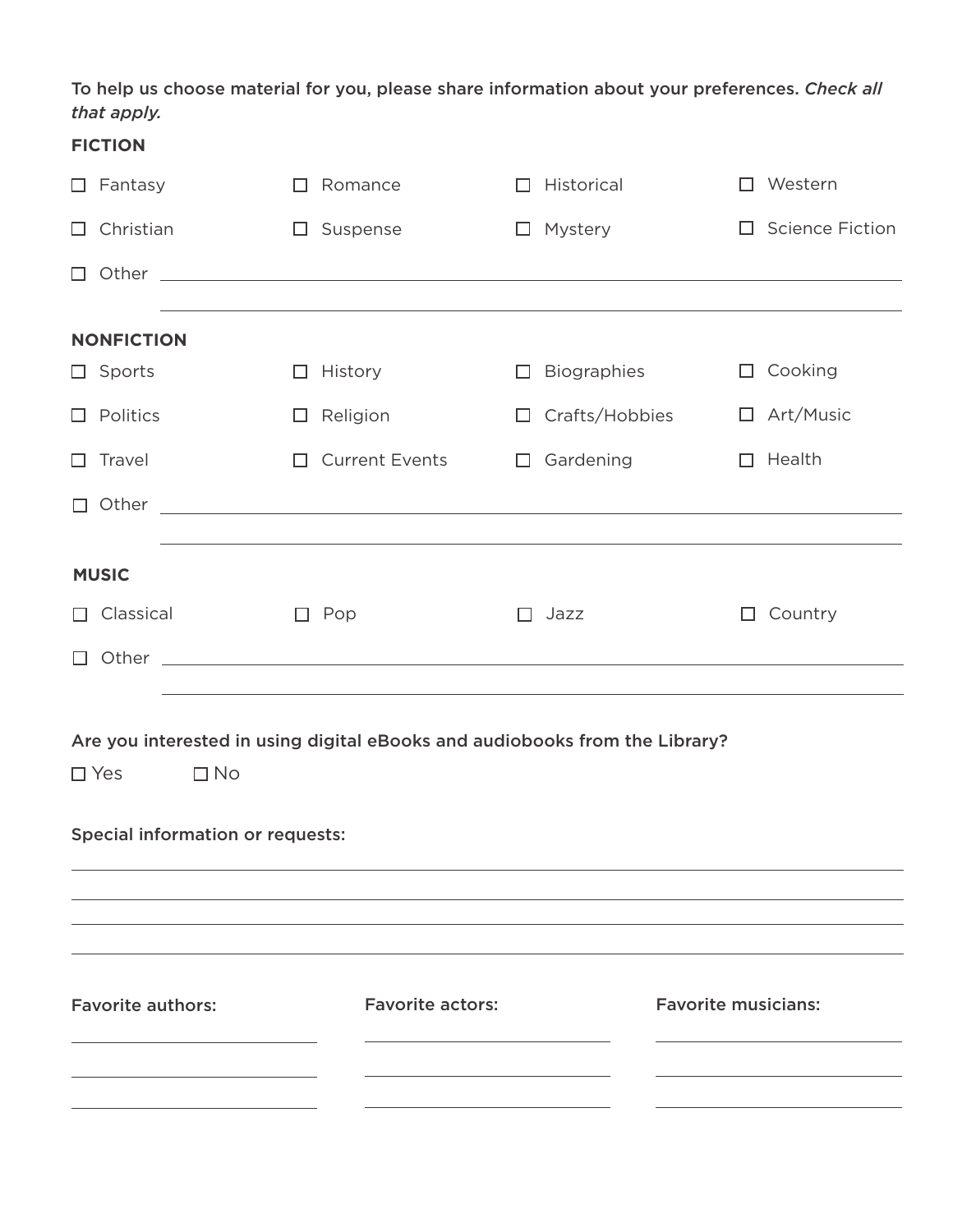To help us choose material for you, please share information about your preferences. *Check all that apply.*

**FICTION**

- ☐ Fantasy
- ☐ Romance
- ☐ Historical
- ☐ Western
- ☐ Christian
- ☐ Suspense
- ☐ Mystery
- ☐ Science Fiction
- ☐ Other ______________________________

**NONFICTION**

- ☐ Sports
- ☐ History
- ☐ Biographies
- ☐ Cooking
- ☐ Politics
- ☐ Religion
- ☐ Crafts/Hobbies
- ☐ Art/Music
- ☐ Travel
- ☐ Current Events
- ☐ Gardening
- ☐ Health
- ☐ Other ______________________________

**MUSIC**

- ☐ Classical
- ☐ Pop
- ☐ Jazz
- ☐ Country
- ☐ Other ______________________________

Are you interested in using digital eBooks and audiobooks from the Library?

☐ Yes ☐ No

Special information or requests:

______________________________

______________________________

______________________________

Favorite authors:

______________________________

Favorite actors:

______________________________

Favorite musicians:

______________________________